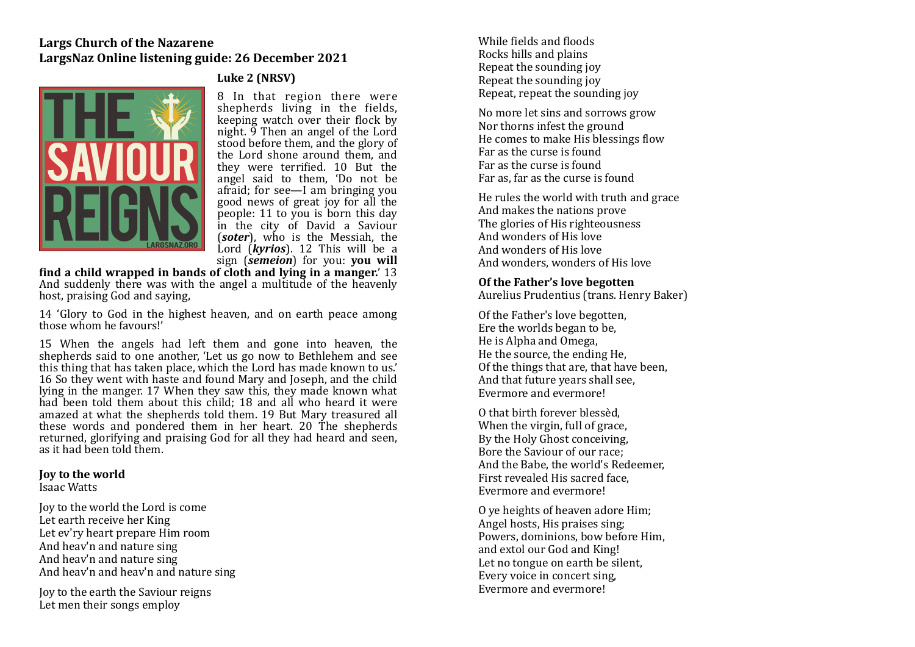**Largs Church of the Nazarene**
**LargsNaz Online listening guide: 26 December 2021**

**Luke 2 (NRSV)**

8 In that region there were shepherds living in the fields, keeping watch over their flock by night. 9 Then an angel of the Lord stood before them, and the glory of the Lord shone around them, and they were terrified. 10 But the angel said to them, 'Do not be afraid; for see—I am bringing you good news of great joy for all the people: 11 to you is born this day in the city of David a Saviour (***soter***), who is the Messiah, the Lord (***kyrios***). 12 This will be a sign (***semeion***) for you: **you will find a child wrapped in bands of cloth and lying in a manger.**' 13 And suddenly there was with the angel a multitude of the heavenly host, praising God and saying,

14 'Glory to God in the highest heaven, and on earth peace among those whom he favours!'

15 When the angels had left them and gone into heaven, the shepherds said to one another, 'Let us go now to Bethlehem and see this thing that has taken place, which the Lord has made known to us.' 16 So they went with haste and found Mary and Joseph, and the child lying in the manger. 17 When they saw this, they made known what had been told them about this child; 18 and all who heard it were amazed at what the shepherds told them. 19 But Mary treasured all these words and pondered them in her heart. 20 The shepherds returned, glorifying and praising God for all they had heard and seen, as it had been told them.

**Joy to the world**
Isaac Watts

Joy to the world the Lord is come
Let earth receive her King
Let ev'ry heart prepare Him room
And heav'n and nature sing
And heav'n and nature sing
And heav'n and heav'n and nature sing

Joy to the earth the Saviour reigns
Let men their songs employ
While fields and floods
Rocks hills and plains
Repeat the sounding joy
Repeat the sounding joy
Repeat, repeat the sounding joy

No more let sins and sorrows grow
Nor thorns infest the ground
He comes to make His blessings flow
Far as the curse is found
Far as the curse is found
Far as, far as the curse is found

He rules the world with truth and grace
And makes the nations prove
The glories of His righteousness
And wonders of His love
And wonders of His love
And wonders, wonders of His love

**Of the Father's love begotten**
Aurelius Prudentius (trans. Henry Baker)

Of the Father's love begotten,
Ere the worlds began to be,
He is Alpha and Omega,
He the source, the ending He,
Of the things that are, that have been,
And that future years shall see,
Evermore and evermore!

O that birth forever blessèd,
When the virgin, full of grace,
By the Holy Ghost conceiving,
Bore the Saviour of our race;
And the Babe, the world's Redeemer,
First revealed His sacred face,
Evermore and evermore!

O ye heights of heaven adore Him;
Angel hosts, His praises sing;
Powers, dominions, bow before Him,
and extol our God and King!
Let no tongue on earth be silent,
Every voice in concert sing,
Evermore and evermore!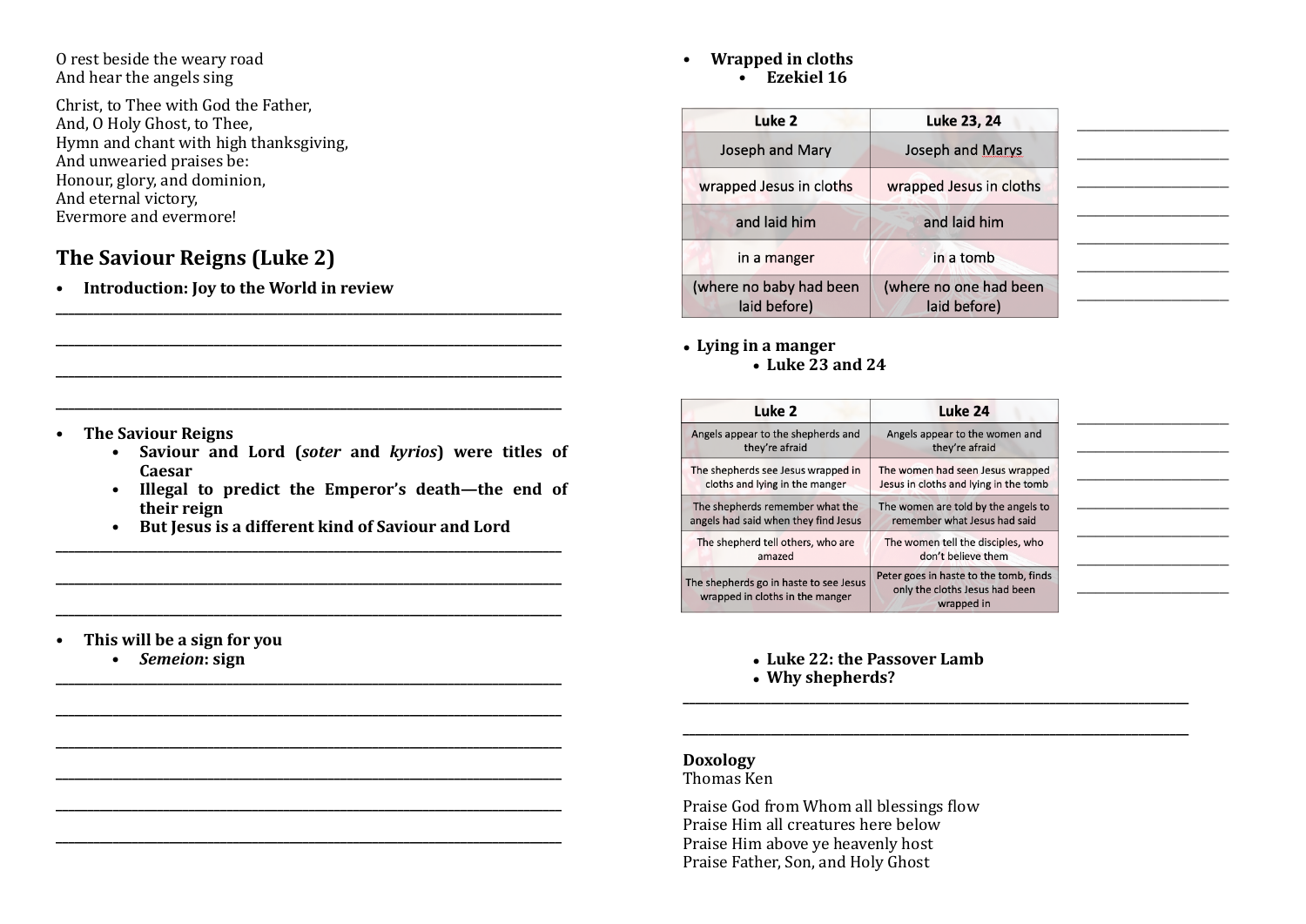O rest beside the weary road
And hear the angels sing

Christ, to Thee with God the Father,
And, O Holy Ghost, to Thee,
Hymn and chant with high thanksgiving,
And unwearied praises be:
Honour, glory, and dominion,
And eternal victory,
Evermore and evermore!

## The Saviour Reigns (Luke 2)

- **Introduction: Joy to the World in review**

___

___

___

___

- **The Saviour Reigns**
  - **Saviour and Lord (*soter* and *kyrios*) were titles of Caesar**
  - **Illegal to predict the Emperor's death—the end of their reign**
  - **But Jesus is a different kind of Saviour and Lord**

___

___

___

- **This will be a sign for you**
  - ***Semeion*: sign**

___

___

___

___

___

___

- **Wrapped in cloths**
  - **Ezekiel 16**

| Luke 2 | Luke 23, 24 |
|---|---|
| Joseph and Mary | Joseph and Marys |
| wrapped Jesus in cloths | wrapped Jesus in cloths |
| and laid him | and laid him |
| in a manger | in a tomb |
| (where no baby had been laid before) | (where no one had been laid before) |

___

___

___

___

___

___

___

- **Lying in a manger**
  - **Luke 23 and 24**

| Luke 2 | Luke 24 |
|---|---|
| Angels appear to the shepherds and they're afraid | Angels appear to the women and they're afraid |
| The shepherds see Jesus wrapped in cloths and lying in the manger | The women had seen Jesus wrapped in cloths and lying in the tomb |
| The shepherds remember what the angels had said when they find Jesus | The women are told by the angels to remember what Jesus had said |
| The shepherd tell others, who are amazed | The women tell the disciples, who don't believe them |
| The shepherds go in haste to see Jesus wrapped in cloths in the manger | Peter goes in haste to the tomb, finds only the cloths Jesus had been wrapped in |

___

___

___

___

___

___

___

- **Luke 22: the Passover Lamb**
- **Why shepherds?**

___

___

**Doxology**
Thomas Ken

Praise God from Whom all blessings flow
Praise Him all creatures here below
Praise Him above ye heavenly host
Praise Father, Son, and Holy Ghost